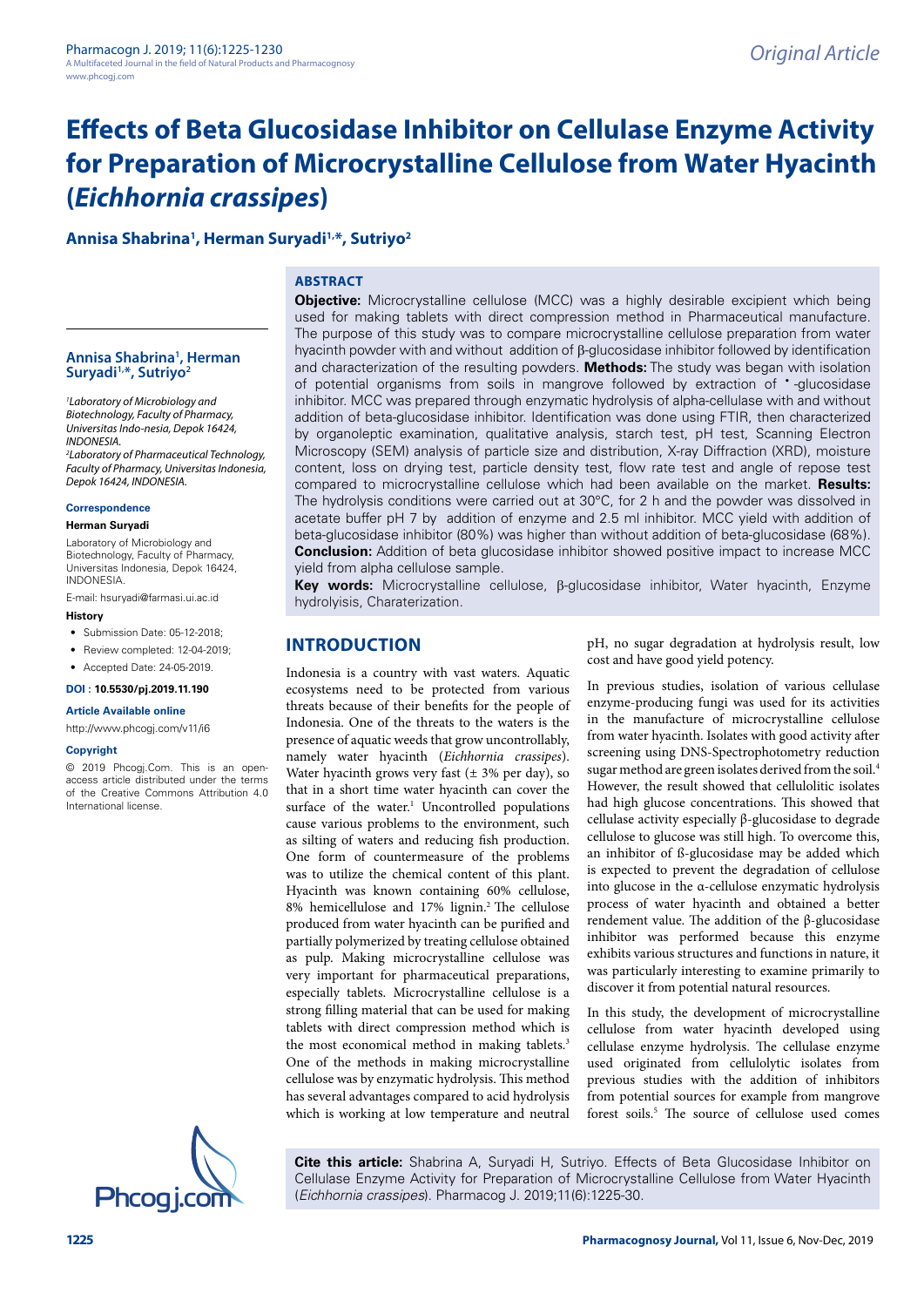Original Article

# Effects of Beta Glucosidase Inhibitor on Cellulase Enzyme Activity for Preparation of Microcrystalline Cellulose from Water Hyacinth (*Eichhornia crassipes*)

**Annisa Shabrina[1], Herman Suryadi[1,*], Sutriyo[2]**

## ABSTRACT

**Objective:** Microcrystalline cellulose (MCC) was a highly desirable excipient which being used for making tablets with direct compression method in Pharmaceutical manufacture. The purpose of this study was to compare microcrystalline cellulose preparation from water hyacinth powder with and without addition of β-glucosidase inhibitor followed by identification and characterization of the resulting powders. **Methods:** The study was began with isolation of potential organisms from soils in mangrove followed by extraction of •-glucosidase inhibitor. MCC was prepared through enzymatic hydrolysis of alpha-cellulase with and without addition of beta-glucosidase inhibitor. Identification was done using FTIR, then characterized by organoleptic examination, qualitative analysis, starch test, pH test, Scanning Electron Microscopy (SEM) analysis of particle size and distribution, X-ray Diffraction (XRD), moisture content, loss on drying test, particle density test, flow rate test and angle of repose test compared to microcrystalline cellulose which had been available on the market. **Results:** The hydrolysis conditions were carried out at 30°C, for 2 h and the powder was dissolved in acetate buffer pH 7 by addition of enzyme and 2.5 ml inhibitor. MCC yield with addition of beta-glucosidase inhibitor (80%) was higher than without addition of beta-glucosidase (68%). **Conclusion:** Addition of beta glucosidase inhibitor showed positive impact to increase MCC yield from alpha cellulose sample.

**Key words:** Microcrystalline cellulose, β-glucosidase inhibitor, Water hyacinth, Enzyme hydrolyisis, Charaterization.

**Annisa Shabrina[1], Herman Suryadi[1,*], Sutriyo[2]**

*[1]Laboratory of Microbiology and Biotechnology, Faculty of Pharmacy, Universitas Indo-nesia, Depok 16424, INDONESIA.*
*[2]Laboratory of Pharmaceutical Technology, Faculty of Pharmacy, Universitas Indonesia, Depok 16424, INDONESIA.*

**Correspondence**

**Herman Suryadi**

Laboratory of Microbiology and Biotechnology, Faculty of Pharmacy, Universitas Indonesia, Depok 16424, INDONESIA.

E-mail: hsuryadi@farmasi.ui.ac.id

**History**

- Submission Date: 05-12-2018;
- Review completed: 12-04-2019;
- Accepted Date: 24-05-2019.

**DOI : 10.5530/pj.2019.11.190**

**Article Available online**

http://www.phcogj.com/v11/i6

**Copyright**

© 2019 Phcogj.Com. This is an open-access article distributed under the terms of the Creative Commons Attribution 4.0 International license.

## INTRODUCTION

Indonesia is a country with vast waters. Aquatic ecosystems need to be protected from various threats because of their benefits for the people of Indonesia. One of the threats to the waters is the presence of aquatic weeds that grow uncontrollably, namely water hyacinth (*Eichhornia crassipes*). Water hyacinth grows very fast (± 3% per day), so that in a short time water hyacinth can cover the surface of the water.[1] Uncontrolled populations cause various problems to the environment, such as silting of waters and reducing fish production. One form of countermeasure of the problems was to utilize the chemical content of this plant. Hyacinth was known containing 60% cellulose, 8% hemicellulose and 17% lignin.[2] The cellulose produced from water hyacinth can be purified and partially polymerized by treating cellulose obtained as pulp. Making microcrystalline cellulose was very important for pharmaceutical preparations, especially tablets. Microcrystalline cellulose is a strong filling material that can be used for making tablets with direct compression method which is the most economical method in making tablets.[3] One of the methods in making microcrystalline cellulose was by enzymatic hydrolysis. This method has several advantages compared to acid hydrolysis which is working at low temperature and neutral pH, no sugar degradation at hydrolysis result, low cost and have good yield potency.

In previous studies, isolation of various cellulase enzyme-producing fungi was used for its activities in the manufacture of microcrystalline cellulose from water hyacinth. Isolates with good activity after screening using DNS-Spectrophotometry reduction sugar method are green isolates derived from the soil.[4] However, the result showed that cellulolitic isolates had high glucose concentrations. This showed that cellulase activity especially β-glucosidase to degrade cellulose to glucose was still high. To overcome this, an inhibitor of ß-glucosidase may be added which is expected to prevent the degradation of cellulose into glucose in the α-cellulose enzymatic hydrolysis process of water hyacinth and obtained a better rendement value. The addition of the β-glucosidase inhibitor was performed because this enzyme exhibits various structures and functions in nature, it was particularly interesting to examine primarily to discover it from potential natural resources.

In this study, the development of microcrystalline cellulose from water hyacinth developed using cellulase enzyme hydrolysis. The cellulase enzyme used originated from cellulolytic isolates from previous studies with the addition of inhibitors from potential sources for example from mangrove forest soils.[5] The source of cellulose used comes

**Cite this article:** Shabrina A, Suryadi H, Sutriyo. Effects of Beta Glucosidase Inhibitor on Cellulase Enzyme Activity for Preparation of Microcrystalline Cellulose from Water Hyacinth (*Eichhornia crassipes*). Pharmacog J. 2019;11(6):1225-30.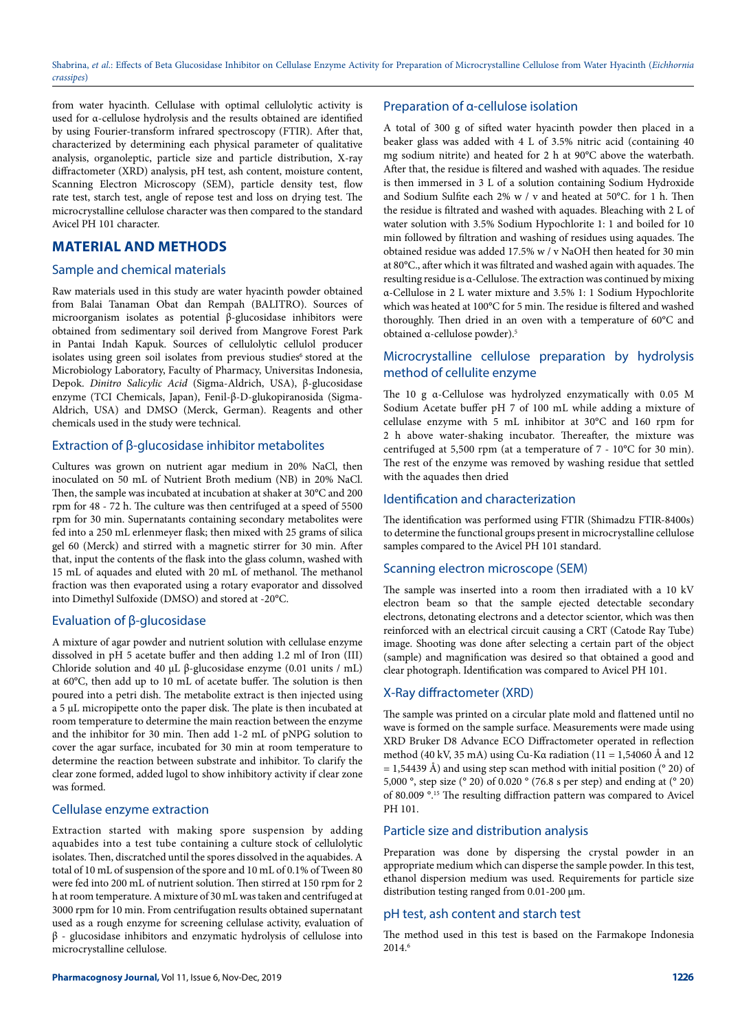from water hyacinth. Cellulase with optimal cellulolytic activity is used for α-cellulose hydrolysis and the results obtained are identified by using Fourier-transform infrared spectroscopy (FTIR). After that, characterized by determining each physical parameter of qualitative analysis, organoleptic, particle size and particle distribution, X-ray diffractometer (XRD) analysis, pH test, ash content, moisture content, Scanning Electron Microscopy (SEM), particle density test, flow rate test, starch test, angle of repose test and loss on drying test. The microcrystalline cellulose character was then compared to the standard Avicel PH 101 character.

## MATERIAL AND METHODS

### Sample and chemical materials

Raw materials used in this study are water hyacinth powder obtained from Balai Tanaman Obat dan Rempah (BALITRO). Sources of microorganism isolates as potential β-glucosidase inhibitors were obtained from sedimentary soil derived from Mangrove Forest Park in Pantai Indah Kapuk. Sources of cellulolytic cellulol producer isolates using green soil isolates from previous studies[6] stored at the Microbiology Laboratory, Faculty of Pharmacy, Universitas Indonesia, Depok. *Dinitro Salicylic Acid* (Sigma-Aldrich, USA), β-glucosidase enzyme (TCI Chemicals, Japan), Fenil-β-D-glukopiranosida (Sigma-Aldrich, USA) and DMSO (Merck, German). Reagents and other chemicals used in the study were technical.

### Extraction of β-glucosidase inhibitor metabolites

Cultures was grown on nutrient agar medium in 20% NaCl, then inoculated on 50 mL of Nutrient Broth medium (NB) in 20% NaCl. Then, the sample was incubated at incubation at shaker at 30°C and 200 rpm for 48 - 72 h. The culture was then centrifuged at a speed of 5500 rpm for 30 min. Supernatants containing secondary metabolites were fed into a 250 mL erlenmeyer flask; then mixed with 25 grams of silica gel 60 (Merck) and stirred with a magnetic stirrer for 30 min. After that, input the contents of the flask into the glass column, washed with 15 mL of aquades and eluted with 20 mL of methanol. The methanol fraction was then evaporated using a rotary evaporator and dissolved into Dimethyl Sulfoxide (DMSO) and stored at -20°C.

### Evaluation of β-glucosidase

A mixture of agar powder and nutrient solution with cellulase enzyme dissolved in pH 5 acetate buffer and then adding 1.2 ml of Iron (III) Chloride solution and 40 µL β-glucosidase enzyme (0.01 units / mL) at 60°C, then add up to 10 mL of acetate buffer. The solution is then poured into a petri dish. The metabolite extract is then injected using a 5 µL micropipette onto the paper disk. The plate is then incubated at room temperature to determine the main reaction between the enzyme and the inhibitor for 30 min. Then add 1-2 mL of pNPG solution to cover the agar surface, incubated for 30 min at room temperature to determine the reaction between substrate and inhibitor. To clarify the clear zone formed, added lugol to show inhibitory activity if clear zone was formed.

### Cellulase enzyme extraction

Extraction started with making spore suspension by adding aquabides into a test tube containing a culture stock of cellulolytic isolates. Then, discratched until the spores dissolved in the aquabides. A total of 10 mL of suspension of the spore and 10 mL of 0.1% of Tween 80 were fed into 200 mL of nutrient solution. Then stirred at 150 rpm for 2 h at room temperature. A mixture of 30 mL was taken and centrifuged at 3000 rpm for 10 min. From centrifugation results obtained supernatant used as a rough enzyme for screening cellulase activity, evaluation of β - glucosidase inhibitors and enzymatic hydrolysis of cellulose into microcrystalline cellulose.

### Preparation of α-cellulose isolation

A total of 300 g of sifted water hyacinth powder then placed in a beaker glass was added with 4 L of 3.5% nitric acid (containing 40 mg sodium nitrite) and heated for 2 h at 90°C above the waterbath. After that, the residue is filtered and washed with aquades. The residue is then immersed in 3 L of a solution containing Sodium Hydroxide and Sodium Sulfite each 2% w / v and heated at 50°C. for 1 h. Then the residue is filtrated and washed with aquades. Bleaching with 2 L of water solution with 3.5% Sodium Hypochlorite 1: 1 and boiled for 10 min followed by filtration and washing of residues using aquades. The obtained residue was added 17.5% w / v NaOH then heated for 30 min at 80°C., after which it was filtrated and washed again with aquades. The resulting residue is α-Cellulose. The extraction was continued by mixing α-Cellulose in 2 L water mixture and 3.5% 1: 1 Sodium Hypochlorite which was heated at 100°C for 5 min. The residue is filtered and washed thoroughly. Then dried in an oven with a temperature of 60°C and obtained α-cellulose powder).[5]

### Microcrystalline cellulose preparation by hydrolysis method of cellulite enzyme

The 10 g α-Cellulose was hydrolyzed enzymatically with 0.05 M Sodium Acetate buffer pH 7 of 100 mL while adding a mixture of cellulase enzyme with 5 mL inhibitor at 30°C and 160 rpm for 2 h above water-shaking incubator. Thereafter, the mixture was centrifuged at 5,500 rpm (at a temperature of 7 - 10°C for 30 min). The rest of the enzyme was removed by washing residue that settled with the aquades then dried

### Identification and characterization

The identification was performed using FTIR (Shimadzu FTIR-8400s) to determine the functional groups present in microcrystalline cellulose samples compared to the Avicel PH 101 standard.

### Scanning electron microscope (SEM)

The sample was inserted into a room then irradiated with a 10 kV electron beam so that the sample ejected detectable secondary electrons, detonating electrons and a detector scientor, which was then reinforced with an electrical circuit causing a CRT (Catode Ray Tube) image. Shooting was done after selecting a certain part of the object (sample) and magnification was desired so that obtained a good and clear photograph. Identification was compared to Avicel PH 101.

### X-Ray diffractometer (XRD)

The sample was printed on a circular plate mold and flattened until no wave is formed on the sample surface. Measurements were made using XRD Bruker D8 Advance ECO Diffractometer operated in reflection method (40 kV, 35 mA) using Cu-Kα radiation (11 = 1,54060 Å and 12 = 1,54439 Å) and using step scan method with initial position (° 2θ) of 5,000 °, step size (° 2θ) of 0.020 ° (76.8 s per step) and ending at (° 2θ) of 80.009 °.[15] The resulting diffraction pattern was compared to Avicel PH 101.

### Particle size and distribution analysis

Preparation was done by dispersing the crystal powder in an appropriate medium which can disperse the sample powder. In this test, ethanol dispersion medium was used. Requirements for particle size distribution testing ranged from 0.01-200 µm.

### pH test, ash content and starch test

The method used in this test is based on the Farmakope Indonesia 2014.[6]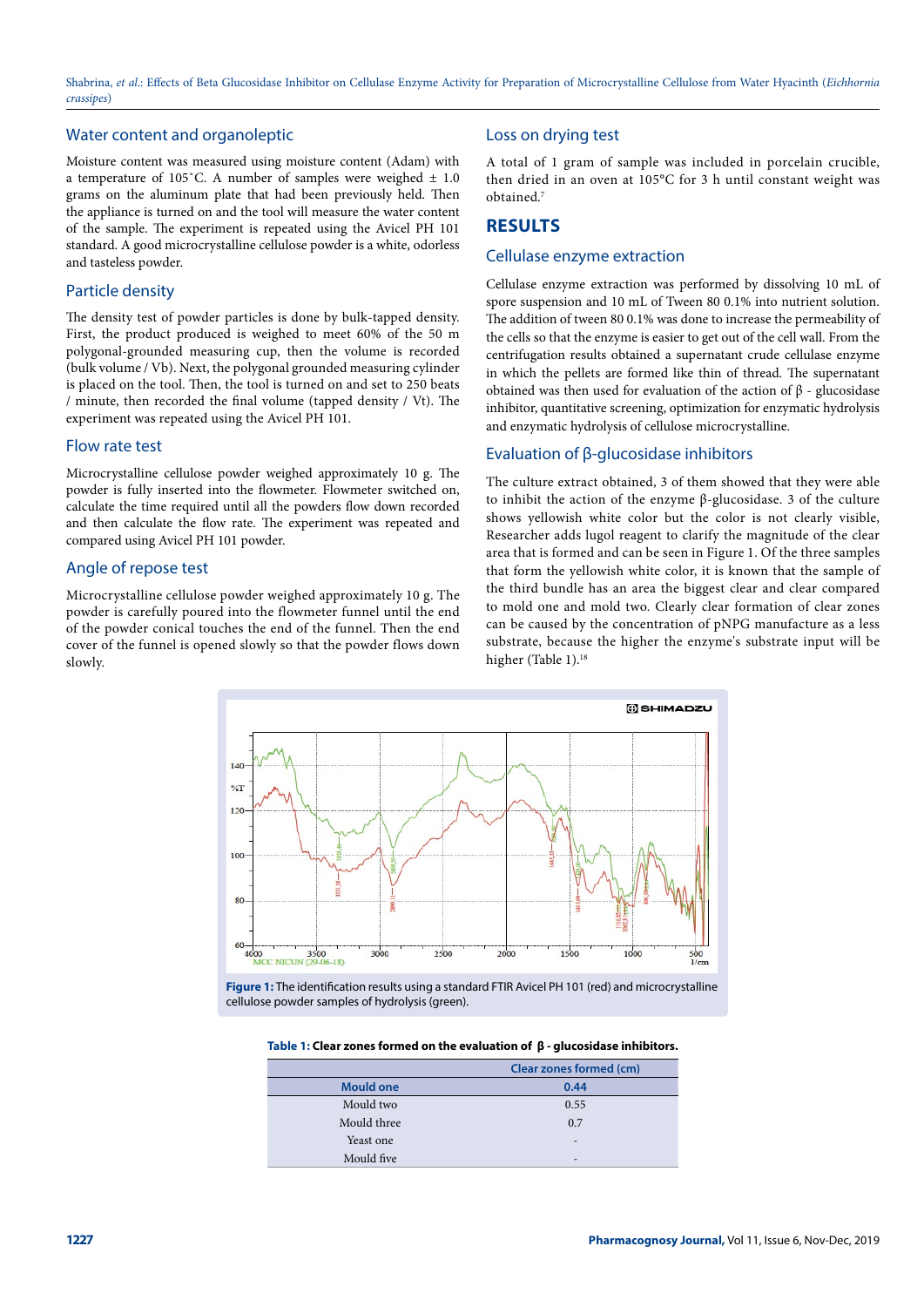## Water content and organoleptic

Moisture content was measured using moisture content (Adam) with a temperature of 105˚C. A number of samples were weighed ± 1.0 grams on the aluminum plate that had been previously held. Then the appliance is turned on and the tool will measure the water content of the sample. The experiment is repeated using the Avicel PH 101 standard. A good microcrystalline cellulose powder is a white, odorless and tasteless powder.

## Particle density

The density test of powder particles is done by bulk-tapped density. First, the product produced is weighed to meet 60% of the 50 m polygonal-grounded measuring cup, then the volume is recorded (bulk volume / Vb). Next, the polygonal grounded measuring cylinder is placed on the tool. Then, the tool is turned on and set to 250 beats / minute, then recorded the final volume (tapped density / Vt). The experiment was repeated using the Avicel PH 101.

## Flow rate test

Microcrystalline cellulose powder weighed approximately 10 g. The powder is fully inserted into the flowmeter. Flowmeter switched on, calculate the time required until all the powders flow down recorded and then calculate the flow rate. The experiment was repeated and compared using Avicel PH 101 powder.

## Angle of repose test

Microcrystalline cellulose powder weighed approximately 10 g. The powder is carefully poured into the flowmeter funnel until the end of the powder conical touches the end of the funnel. Then the end cover of the funnel is opened slowly so that the powder flows down slowly.

## Loss on drying test

A total of 1 gram of sample was included in porcelain crucible, then dried in an oven at 105°C for 3 h until constant weight was obtained.[7]

# RESULTS

## Cellulase enzyme extraction

Cellulase enzyme extraction was performed by dissolving 10 mL of spore suspension and 10 mL of Tween 80 0.1% into nutrient solution. The addition of tween 80 0.1% was done to increase the permeability of the cells so that the enzyme is easier to get out of the cell wall. From the centrifugation results obtained a supernatant crude cellulase enzyme in which the pellets are formed like thin of thread. The supernatant obtained was then used for evaluation of the action of β - glucosidase inhibitor, quantitative screening, optimization for enzymatic hydrolysis and enzymatic hydrolysis of cellulose microcrystalline.

## Evaluation of β-glucosidase inhibitors

The culture extract obtained, 3 of them showed that they were able to inhibit the action of the enzyme β-glucosidase. 3 of the culture shows yellowish white color but the color is not clearly visible, Researcher adds lugol reagent to clarify the magnitude of the clear area that is formed and can be seen in Figure 1. Of the three samples that form the yellowish white color, it is known that the sample of the third bundle has an area the biggest clear and clear compared to mold one and mold two. Clearly clear formation of clear zones can be caused by the concentration of pNPG manufacture as a less substrate, because the higher the enzyme's substrate input will be higher (Table 1).[18]

**Figure 1:** The identification results using a standard FTIR Avicel PH 101 (red) and microcrystalline cellulose powder samples of hydrolysis (green).

**Table 1: Clear zones formed on the evaluation of β - glucosidase inhibitors.**

| | Clear zones formed (cm) |
|---|---|
| Mould one | 0.44 |
| Mould two | 0.55 |
| Mould three | 0.7 |
| Yeast one | - |
| Mould five | - |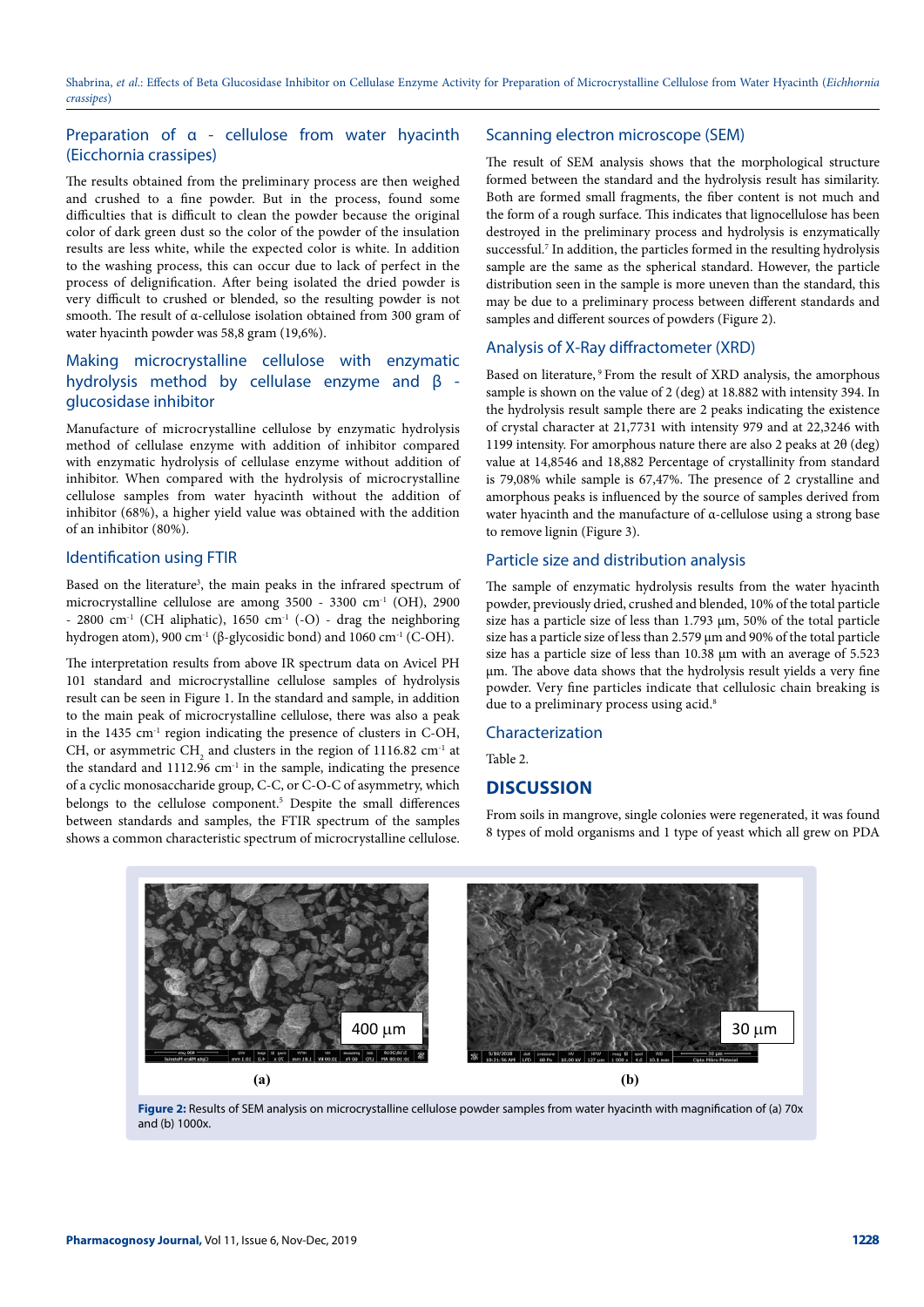## Preparation of α - cellulose from water hyacinth (Eicchornia crassipes)

The results obtained from the preliminary process are then weighed and crushed to a fine powder. But in the process, found some difficulties that is difficult to clean the powder because the original color of dark green dust so the color of the powder of the insulation results are less white, while the expected color is white. In addition to the washing process, this can occur due to lack of perfect in the process of delignification. After being isolated the dried powder is very difficult to crushed or blended, so the resulting powder is not smooth. The result of α-cellulose isolation obtained from 300 gram of water hyacinth powder was 58,8 gram (19,6%).

## Making microcrystalline cellulose with enzymatic hydrolysis method by cellulase enzyme and β - glucosidase inhibitor

Manufacture of microcrystalline cellulose by enzymatic hydrolysis method of cellulase enzyme with addition of inhibitor compared with enzymatic hydrolysis of cellulase enzyme without addition of inhibitor. When compared with the hydrolysis of microcrystalline cellulose samples from water hyacinth without the addition of inhibitor (68%), a higher yield value was obtained with the addition of an inhibitor (80%).

## Identification using FTIR

Based on the literature[3], the main peaks in the infrared spectrum of microcrystalline cellulose are among 3500 - 3300 $cm^{-1}$ (OH), 2900 - 2800 $cm^{-1}$ (CH aliphatic), 1650 $cm^{-1}$ (-O) - drag the neighboring hydrogen atom), 900 $cm^{-1}$ (β-glycosidic bond) and 1060 $cm^{-1}$ (C-OH).

The interpretation results from above IR spectrum data on Avicel PH 101 standard and microcrystalline cellulose samples of hydrolysis result can be seen in Figure 1. In the standard and sample, in addition to the main peak of microcrystalline cellulose, there was also a peak in the 1435 $cm^{-1}$ region indicating the presence of clusters in C-OH, CH, or asymmetric $CH_2$ and clusters in the region of 1116.82 $cm^{-1}$ at the standard and 1112.96 $cm^{-1}$ in the sample, indicating the presence of a cyclic monosaccharide group, C-C, or C-O-C of asymmetry, which belongs to the cellulose component.[5] Despite the small differences between standards and samples, the FTIR spectrum of the samples shows a common characteristic spectrum of microcrystalline cellulose.

## Scanning electron microscope (SEM)

The result of SEM analysis shows that the morphological structure formed between the standard and the hydrolysis result has similarity. Both are formed small fragments, the fiber content is not much and the form of a rough surface. This indicates that lignocellulose has been destroyed in the preliminary process and hydrolysis is enzymatically successful.[7] In addition, the particles formed in the resulting hydrolysis sample are the same as the spherical standard. However, the particle distribution seen in the sample is more uneven than the standard, this may be due to a preliminary process between different standards and samples and different sources of powders (Figure 2).

## Analysis of X-Ray diffractometer (XRD)

Based on literature,[9] From the result of XRD analysis, the amorphous sample is shown on the value of 2 (deg) at 18.882 with intensity 394. In the hydrolysis result sample there are 2 peaks indicating the existence of crystal character at 21,7731 with intensity 979 and at 22,3246 with 1199 intensity. For amorphous nature there are also 2 peaks at 2θ (deg) value at 14,8546 and 18,882 Percentage of crystallinity from standard is 79,08% while sample is 67,47%. The presence of 2 crystalline and amorphous peaks is influenced by the source of samples derived from water hyacinth and the manufacture of α-cellulose using a strong base to remove lignin (Figure 3).

## Particle size and distribution analysis

The sample of enzymatic hydrolysis results from the water hyacinth powder, previously dried, crushed and blended, 10% of the total particle size has a particle size of less than 1.793 µm, 50% of the total particle size has a particle size of less than 2.579 µm and 90% of the total particle size has a particle size of less than 10.38 µm with an average of 5.523 µm. The above data shows that the hydrolysis result yields a very fine powder. Very fine particles indicate that cellulosic chain breaking is due to a preliminary process using acid.[8]

## Characterization

Table 2.

# DISCUSSION

From soils in mangrove, single colonies were regenerated, it was found 8 types of mold organisms and 1 type of yeast which all grew on PDA

**Figure 2:** Results of SEM analysis on microcrystalline cellulose powder samples from water hyacinth with magnification of (a) 70x and (b) 1000x.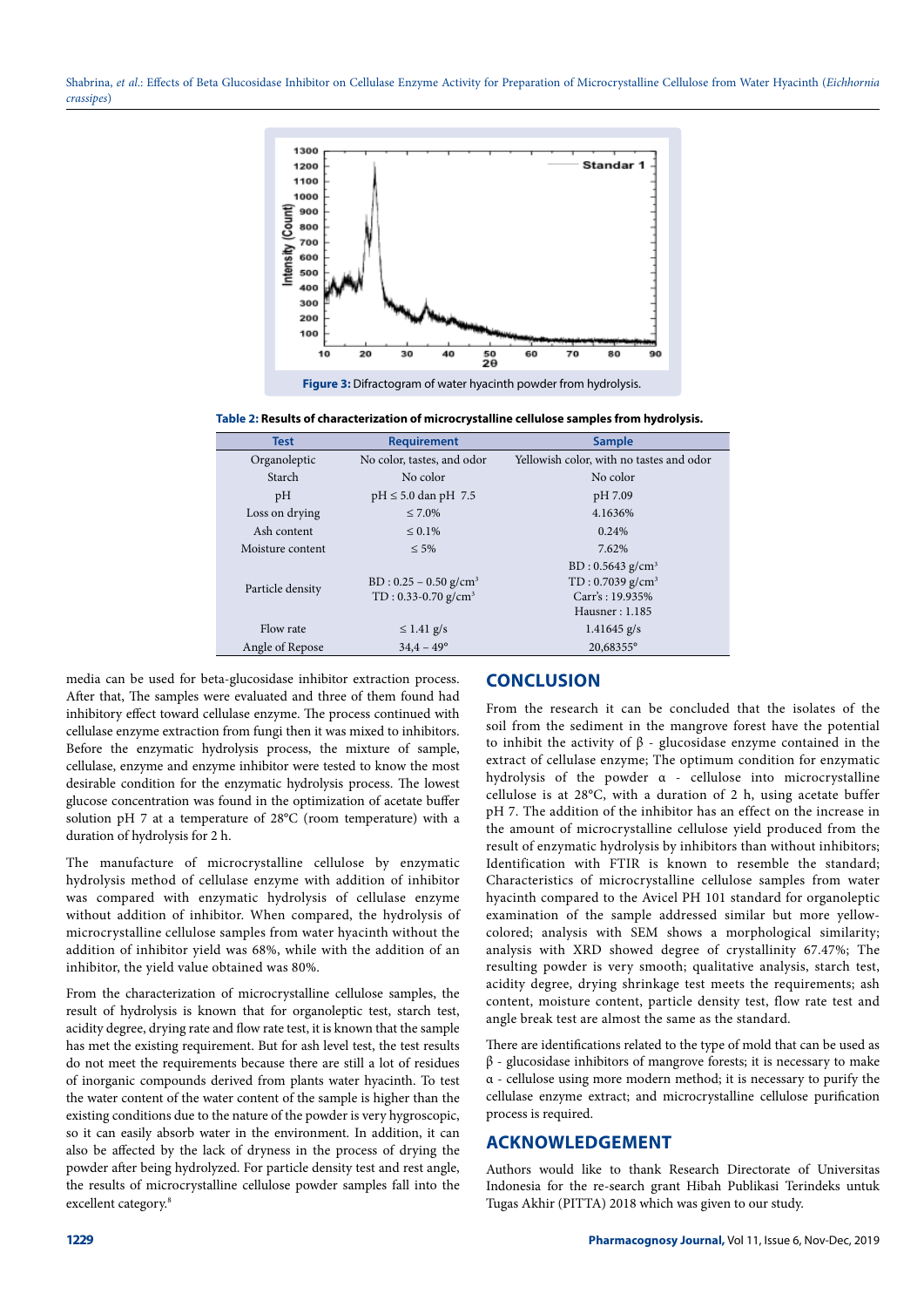Figure 3: Difractogram of water hyacinth powder from hydrolysis.

**Table 2: Results of characterization of microcrystalline cellulose samples from hydrolysis.**

| Test | Requirement | Sample |
|---|---|---|
| Organoleptic | No color, tastes, and odor | Yellowish color, with no tastes and odor |
| Starch | No color | No color |
| pH | pH ≤ 5.0 dan pH 7.5 | pH 7.09 |
| Loss on drying | ≤ 7.0% | 4.1636% |
| Ash content | ≤ 0.1% | 0.24% |
| Moisture content | ≤ 5% | 7.62% |
| Particle density | BD : 0.25 – 0.50 g/cm$^3$<br>TD : 0.33-0.70 g/cm$^3$ | BD : 0.5643 g/cm$^3$<br>TD : 0.7039 g/cm$^3$<br>Carr's : 19.935%<br>Hausner : 1.185 |
| Flow rate | ≤ 1.41 g/s | 1.41645 g/s |
| Angle of Repose | 34,4 – 49° | 20,68355° |

media can be used for beta-glucosidase inhibitor extraction process. After that, The samples were evaluated and three of them found had inhibitory effect toward cellulase enzyme. The process continued with cellulase enzyme extraction from fungi then it was mixed to inhibitors. Before the enzymatic hydrolysis process, the mixture of sample, cellulase, enzyme and enzyme inhibitor were tested to know the most desirable condition for the enzymatic hydrolysis process. The lowest glucose concentration was found in the optimization of acetate buffer solution pH 7 at a temperature of 28°C (room temperature) with a duration of hydrolysis for 2 h.

The manufacture of microcrystalline cellulose by enzymatic hydrolysis method of cellulase enzyme with addition of inhibitor was compared with enzymatic hydrolysis of cellulase enzyme without addition of inhibitor. When compared, the hydrolysis of microcrystalline cellulose samples from water hyacinth without the addition of inhibitor yield was 68%, while with the addition of an inhibitor, the yield value obtained was 80%.

From the characterization of microcrystalline cellulose samples, the result of hydrolysis is known that for organoleptic test, starch test, acidity degree, drying rate and flow rate test, it is known that the sample has met the existing requirement. But for ash level test, the test results do not meet the requirements because there are still a lot of residues of inorganic compounds derived from plants water hyacinth. To test the water content of the water content of the sample is higher than the existing conditions due to the nature of the powder is very hygroscopic, so it can easily absorb water in the environment. In addition, it can also be affected by the lack of dryness in the process of drying the powder after being hydrolyzed. For particle density test and rest angle, the results of microcrystalline cellulose powder samples fall into the excellent category.[8]

## CONCLUSION

From the research it can be concluded that the isolates of the soil from the sediment in the mangrove forest have the potential to inhibit the activity of β - glucosidase enzyme contained in the extract of cellulase enzyme; The optimum condition for enzymatic hydrolysis of the powder α - cellulose into microcrystalline cellulose is at 28°C, with a duration of 2 h, using acetate buffer pH 7. The addition of the inhibitor has an effect on the increase in the amount of microcrystalline cellulose yield produced from the result of enzymatic hydrolysis by inhibitors than without inhibitors; Identification with FTIR is known to resemble the standard; Characteristics of microcrystalline cellulose samples from water hyacinth compared to the Avicel PH 101 standard for organoleptic examination of the sample addressed similar but more yellow-colored; analysis with SEM shows a morphological similarity; analysis with XRD showed degree of crystallinity 67.47%; The resulting powder is very smooth; qualitative analysis, starch test, acidity degree, drying shrinkage test meets the requirements; ash content, moisture content, particle density test, flow rate test and angle break test are almost the same as the standard.

There are identifications related to the type of mold that can be used as β - glucosidase inhibitors of mangrove forests; it is necessary to make α - cellulose using more modern method; it is necessary to purify the cellulase enzyme extract; and microcrystalline cellulose purification process is required.

## ACKNOWLEDGEMENT

Authors would like to thank Research Directorate of Universitas Indonesia for the re-search grant Hibah Publikasi Terindeks untuk Tugas Akhir (PITTA) 2018 which was given to our study.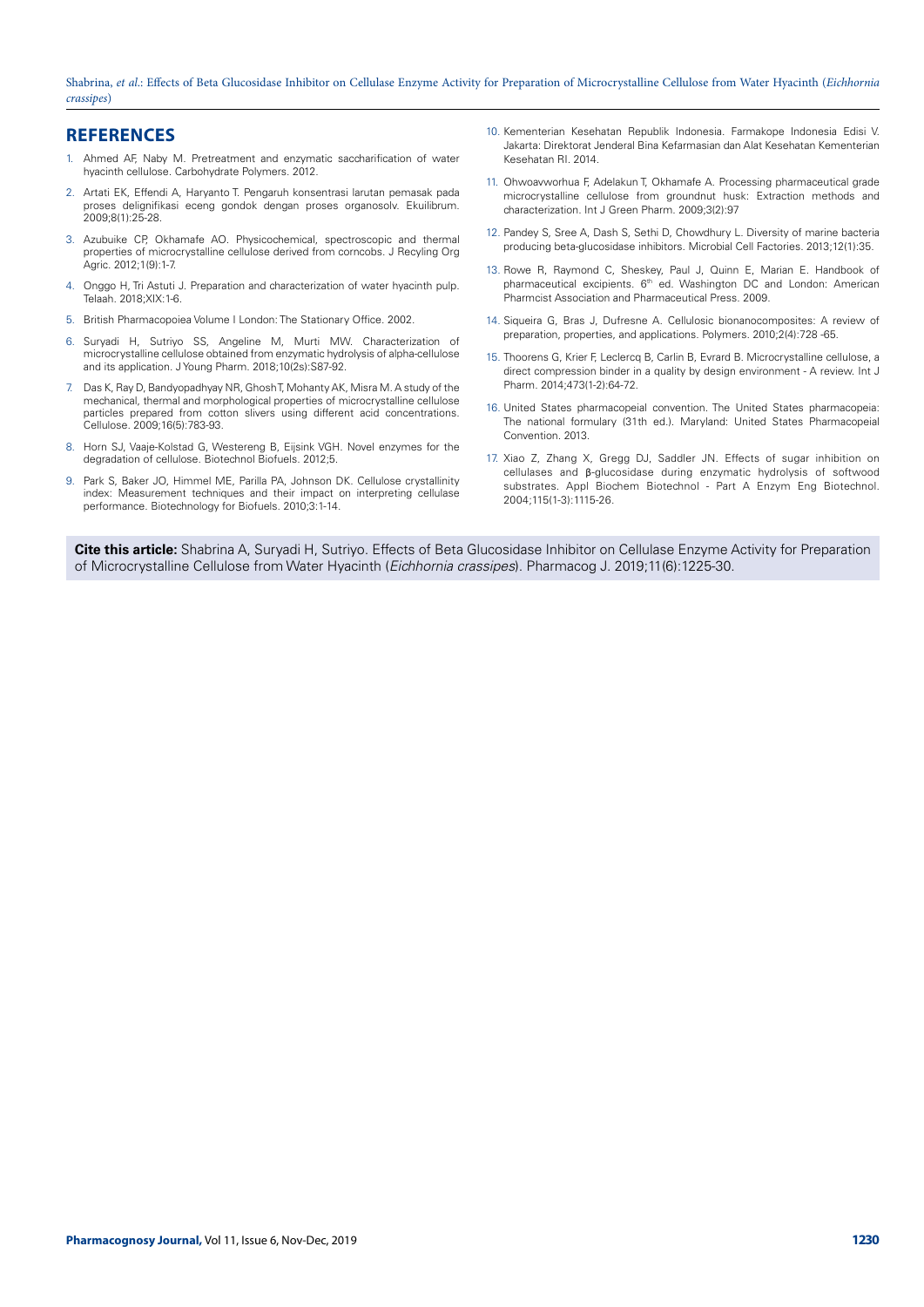## REFERENCES

1. Ahmed AF, Naby M. Pretreatment and enzymatic saccharification of water hyacinth cellulose. Carbohydrate Polymers. 2012.
2. Artati EK, Effendi A, Haryanto T. Pengaruh konsentrasi larutan pemasak pada proses delignifikasi eceng gondok dengan proses organosolv. Ekuilibrum. 2009;8(1):25-28.
3. Azubuike CP, Okhamafe AO. Physicochemical, spectroscopic and thermal properties of microcrystalline cellulose derived from corncobs. J Recyling Org Agric. 2012;1(9):1-7.
4. Onggo H, Tri Astuti J. Preparation and characterization of water hyacinth pulp. Telaah. 2018;XIX:1-6.
5. British Pharmacopoiea Volume I London: The Stationary Office. 2002.
6. Suryadi H, Sutriyo SS, Angeline M, Murti MW. Characterization of microcrystalline cellulose obtained from enzymatic hydrolysis of alpha-cellulose and its application. J Young Pharm. 2018;10(2s):S87-92.
7. Das K, Ray D, Bandyopadhyay NR, Ghosh T, Mohanty AK, Misra M. A study of the mechanical, thermal and morphological properties of microcrystalline cellulose particles prepared from cotton slivers using different acid concentrations. Cellulose. 2009;16(5):783-93.
8. Horn SJ, Vaaje-Kolstad G, Westereng B, Eijsink VGH. Novel enzymes for the degradation of cellulose. Biotechnol Biofuels. 2012;5.
9. Park S, Baker JO, Himmel ME, Parilla PA, Johnson DK. Cellulose crystallinity index: Measurement techniques and their impact on interpreting cellulase performance. Biotechnology for Biofuels. 2010;3:1-14.
10. Kementerian Kesehatan Republik Indonesia. Farmakope Indonesia Edisi V. Jakarta: Direktorat Jenderal Bina Kefarmasian dan Alat Kesehatan Kementerian Kesehatan RI. 2014.
11. Ohwoavworhua F, Adelakun T, Okhamafe A. Processing pharmaceutical grade microcrystalline cellulose from groundnut husk: Extraction methods and characterization. Int J Green Pharm. 2009;3(2):97
12. Pandey S, Sree A, Dash S, Sethi D, Chowdhury L. Diversity of marine bacteria producing beta-glucosidase inhibitors. Microbial Cell Factories. 2013;12(1):35.
13. Rowe R, Raymond C, Sheskey, Paul J, Quinn E, Marian E. Handbook of pharmaceutical excipients. 6th ed. Washington DC and London: American Pharmcist Association and Pharmaceutical Press. 2009.
14. Siqueira G, Bras J, Dufresne A. Cellulosic bionanocomposites: A review of preparation, properties, and applications. Polymers. 2010;2(4):728 -65.
15. Thoorens G, Krier F, Leclercq B, Carlin B, Evrard B. Microcrystalline cellulose, a direct compression binder in a quality by design environment - A review. Int J Pharm. 2014;473(1-2):64-72.
16. United States pharmacopeial convention. The United States pharmacopeia: The national formulary (31th ed.). Maryland: United States Pharmacopeial Convention. 2013.
17. Xiao Z, Zhang X, Gregg DJ, Saddler JN. Effects of sugar inhibition on cellulases and β-glucosidase during enzymatic hydrolysis of softwood substrates. Appl Biochem Biotechnol - Part A Enzym Eng Biotechnol. 2004;115(1-3):1115-26.

**Cite this article:** Shabrina A, Suryadi H, Sutriyo. Effects of Beta Glucosidase Inhibitor on Cellulase Enzyme Activity for Preparation of Microcrystalline Cellulose from Water Hyacinth (*Eichhornia crassipes*). Pharmacog J. 2019;11(6):1225-30.